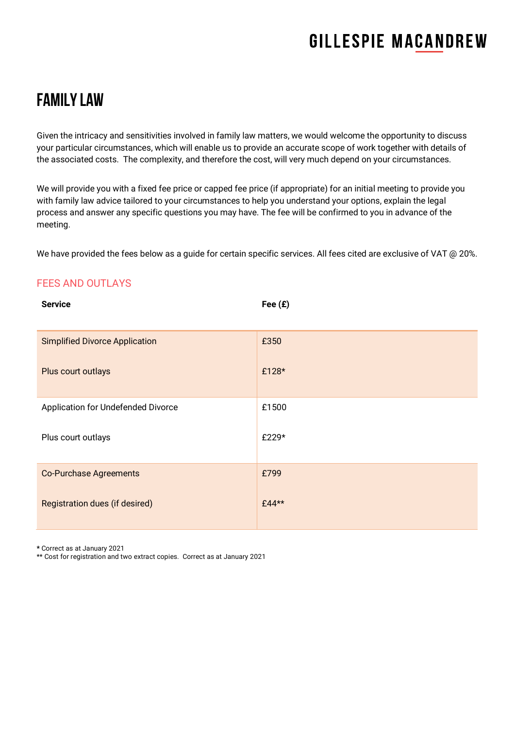# FAMILY LAW

Given the intricacy and sensitivities involved in family law matters, we would welcome the opportunity to discuss your particular circumstances, which will enable us to provide an accurate scope of work together with details of the associated costs. The complexity, and therefore the cost, will very much depend on your circumstances.

We will provide you with a fixed fee price or capped fee price (if appropriate) for an initial meeting to provide you with family law advice tailored to your circumstances to help you understand your options, explain the legal process and answer any specific questions you may have. The fee will be confirmed to you in advance of the meeting.

We have provided the fees below as a guide for certain specific services. All fees cited are exclusive of VAT @ 20%.

## FEES AND OUTLAYS

| **Service** | **Fee (£)** |
|---|---|
| Simplified Divorce Application | £350 |
| Plus court outlays | £128* |
| Application for Undefended Divorce | £1500 |
| Plus court outlays | £229* |
| Co-Purchase Agreements | £799 |
| Registration dues (if desired) | £44** |

**\*** Correct as at January 2021

** Cost for registration and two extract copies. Correct as at January 2021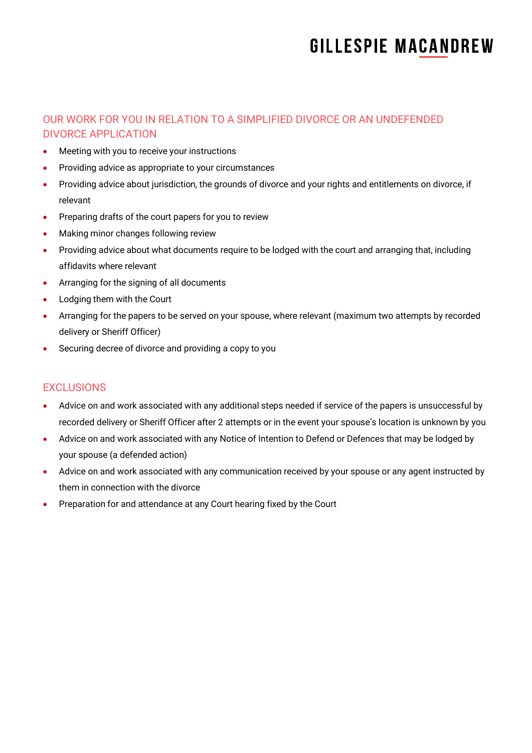## OUR WORK FOR YOU IN RELATION TO A SIMPLIFIED DIVORCE OR AN UNDEFENDED DIVORCE APPLICATION

- Meeting with you to receive your instructions
- Providing advice as appropriate to your circumstances
- Providing advice about jurisdiction, the grounds of divorce and your rights and entitlements on divorce, if relevant
- Preparing drafts of the court papers for you to review
- Making minor changes following review
- Providing advice about what documents require to be lodged with the court and arranging that, including affidavits where relevant
- Arranging for the signing of all documents
- Lodging them with the Court
- Arranging for the papers to be served on your spouse, where relevant (maximum two attempts by recorded delivery or Sheriff Officer)
- Securing decree of divorce and providing a copy to you

## EXCLUSIONS

- Advice on and work associated with any additional steps needed if service of the papers is unsuccessful by recorded delivery or Sheriff Officer after 2 attempts or in the event your spouse's location is unknown by you
- Advice on and work associated with any Notice of Intention to Defend or Defences that may be lodged by your spouse (a defended action)
- Advice on and work associated with any communication received by your spouse or any agent instructed by them in connection with the divorce
- Preparation for and attendance at any Court hearing fixed by the Court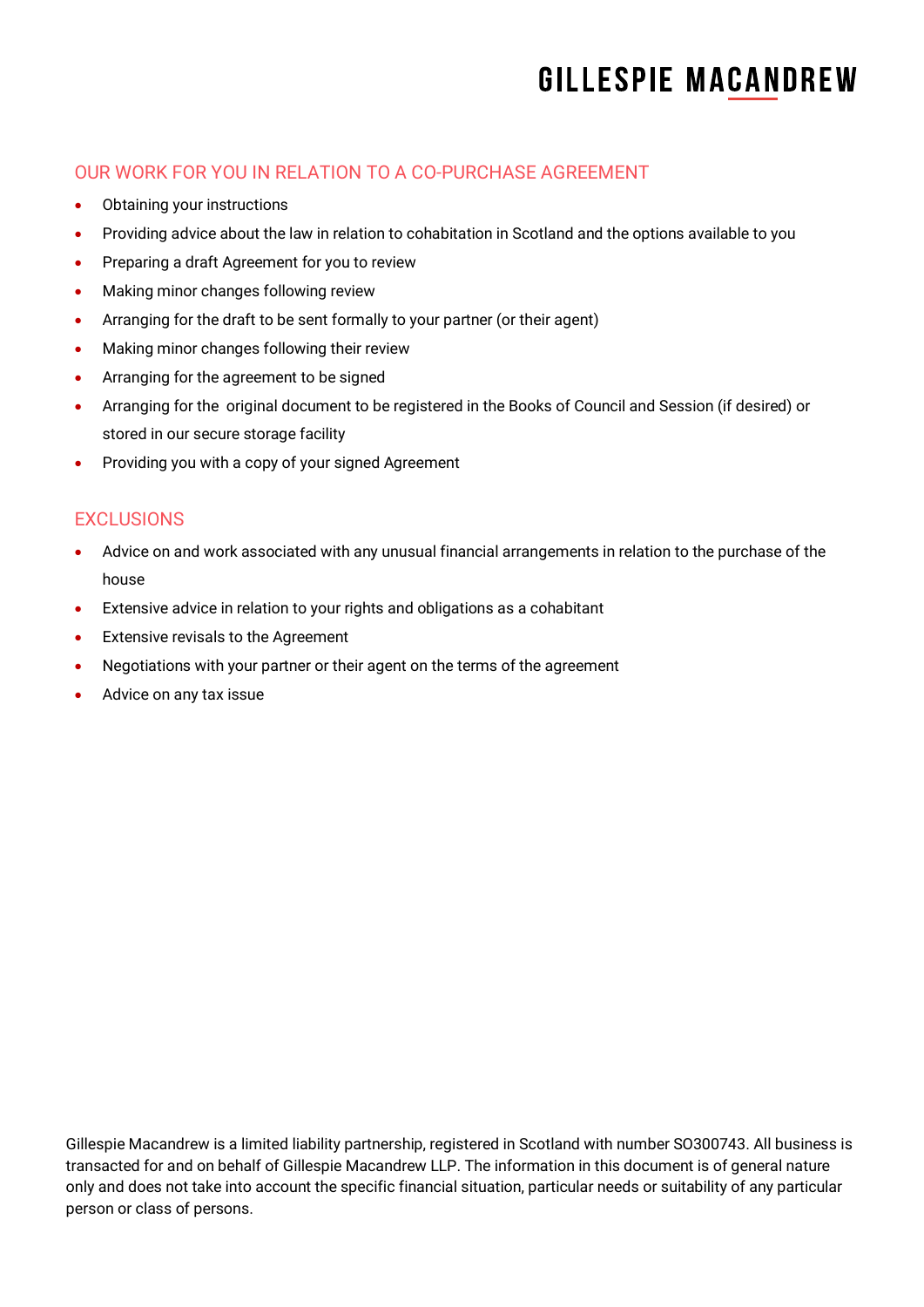## OUR WORK FOR YOU IN RELATION TO A CO-PURCHASE AGREEMENT

- Obtaining your instructions
- Providing advice about the law in relation to cohabitation in Scotland and the options available to you
- Preparing a draft Agreement for you to review
- Making minor changes following review
- Arranging for the draft to be sent formally to your partner (or their agent)
- Making minor changes following their review
- Arranging for the agreement to be signed
- Arranging for the original document to be registered in the Books of Council and Session (if desired) or stored in our secure storage facility
- Providing you with a copy of your signed Agreement

## EXCLUSIONS

- Advice on and work associated with any unusual financial arrangements in relation to the purchase of the house
- Extensive advice in relation to your rights and obligations as a cohabitant
- Extensive revisals to the Agreement
- Negotiations with your partner or their agent on the terms of the agreement
- Advice on any tax issue

Gillespie Macandrew is a limited liability partnership, registered in Scotland with number SO300743. All business is transacted for and on behalf of Gillespie Macandrew LLP. The information in this document is of general nature only and does not take into account the specific financial situation, particular needs or suitability of any particular person or class of persons.